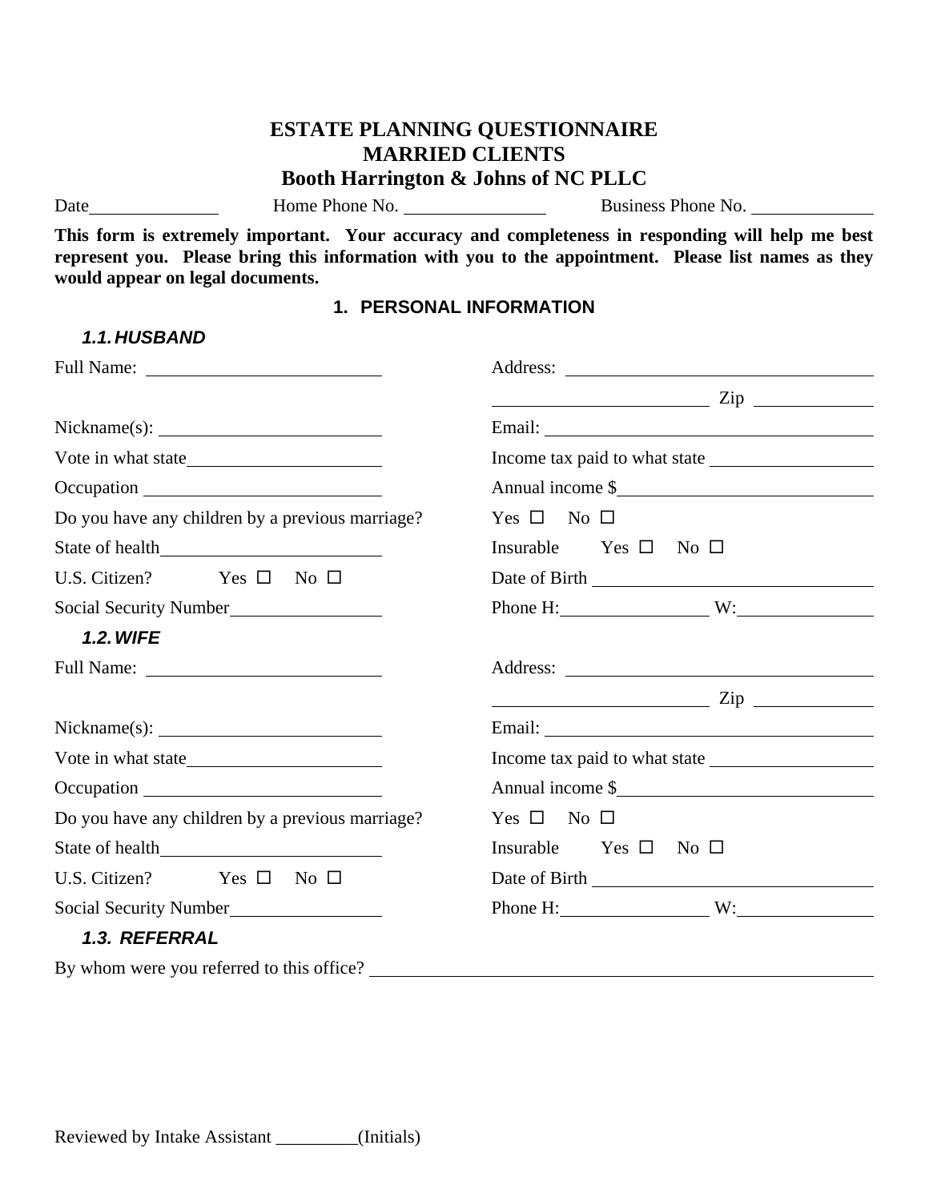# ESTATE PLANNING QUESTIONNAIRE
# MARRIED CLIENTS
## Booth Harrington & Johns of NC PLLC

Date\_\_\_\_\_\_\_\_\_\_\_\_\_\_ Home Phone No. \_\_\_\_\_\_\_\_\_\_\_\_\_\_ Business Phone No. \_\_\_\_\_\_\_\_\_\_\_\_\_\_

**This form is extremely important. Your accuracy and completeness in responding will help me best represent you. Please bring this information with you to the appointment. Please list names as they would appear on legal documents.**

## 1. PERSONAL INFORMATION

### *1.1. HUSBAND*

Full Name: \_\_\_\_\_\_\_\_\_\_\_\_\_\_\_\_\_\_\_\_\_\_\_\_

Address: \_\_\_\_\_\_\_\_\_\_\_\_\_\_\_\_\_\_\_\_\_\_\_\_\_\_\_\_\_\_

\_\_\_\_\_\_\_\_\_\_\_\_\_\_\_\_\_\_\_\_\_\_\_\_ Zip \_\_\_\_\_\_\_\_\_\_\_\_

Nickname(s): \_\_\_\_\_\_\_\_\_\_\_\_\_\_\_\_\_\_\_\_\_\_\_\_

Email: \_\_\_\_\_\_\_\_\_\_\_\_\_\_\_\_\_\_\_\_\_\_\_\_\_\_\_\_\_\_

Vote in what state\_\_\_\_\_\_\_\_\_\_\_\_\_\_\_\_\_\_\_\_

Income tax paid to what state \_\_\_\_\_\_\_\_\_\_\_\_\_\_\_\_

Occupation \_\_\_\_\_\_\_\_\_\_\_\_\_\_\_\_\_\_\_\_\_\_\_\_

Annual income $\_\_\_\_\_\_\_\_\_\_\_\_\_\_\_\_\_\_\_\_\_\_\_\_

Do you have any children by a previous marriage? Yes ☐ No ☐

State of health\_\_\_\_\_\_\_\_\_\_\_\_\_\_\_\_\_\_\_\_\_\_

Insurable Yes ☐ No ☐

U.S. Citizen? Yes ☐ No ☐

Date of Birth \_\_\_\_\_\_\_\_\_\_\_\_\_\_\_\_\_\_\_\_\_\_\_\_

Social Security Number\_\_\_\_\_\_\_\_\_\_\_\_\_\_\_\_

Phone H:\_\_\_\_\_\_\_\_\_\_\_\_\_\_\_\_ W:\_\_\_\_\_\_\_\_\_\_\_\_\_\_

### *1.2. WIFE*

Full Name: \_\_\_\_\_\_\_\_\_\_\_\_\_\_\_\_\_\_\_\_\_\_\_\_

Address: \_\_\_\_\_\_\_\_\_\_\_\_\_\_\_\_\_\_\_\_\_\_\_\_\_\_\_\_\_\_

\_\_\_\_\_\_\_\_\_\_\_\_\_\_\_\_\_\_\_\_\_\_\_\_ Zip \_\_\_\_\_\_\_\_\_\_\_\_

Nickname(s): \_\_\_\_\_\_\_\_\_\_\_\_\_\_\_\_\_\_\_\_\_\_\_\_

Email: \_\_\_\_\_\_\_\_\_\_\_\_\_\_\_\_\_\_\_\_\_\_\_\_\_\_\_\_\_\_

Vote in what state\_\_\_\_\_\_\_\_\_\_\_\_\_\_\_\_\_\_\_\_

Income tax paid to what state \_\_\_\_\_\_\_\_\_\_\_\_\_\_\_\_

Occupation \_\_\_\_\_\_\_\_\_\_\_\_\_\_\_\_\_\_\_\_\_\_\_\_

Annual income $\_\_\_\_\_\_\_\_\_\_\_\_\_\_\_\_\_\_\_\_\_\_\_\_

Do you have any children by a previous marriage? Yes ☐ No ☐

State of health\_\_\_\_\_\_\_\_\_\_\_\_\_\_\_\_\_\_\_\_\_\_

Insurable Yes ☐ No ☐

U.S. Citizen? Yes ☐ No ☐

Date of Birth \_\_\_\_\_\_\_\_\_\_\_\_\_\_\_\_\_\_\_\_\_\_\_\_

Social Security Number\_\_\_\_\_\_\_\_\_\_\_\_\_\_\_\_

Phone H:\_\_\_\_\_\_\_\_\_\_\_\_\_\_\_\_ W:\_\_\_\_\_\_\_\_\_\_\_\_\_\_

### *1.3. REFERRAL*

By whom were you referred to this office? \_\_\_\_\_\_\_\_\_\_\_\_\_\_\_\_\_\_\_\_\_\_\_\_\_\_\_\_\_\_\_\_\_\_\_\_\_\_\_\_\_\_\_\_

Reviewed by Intake Assistant \_\_\_\_\_\_\_\_\_(Initials)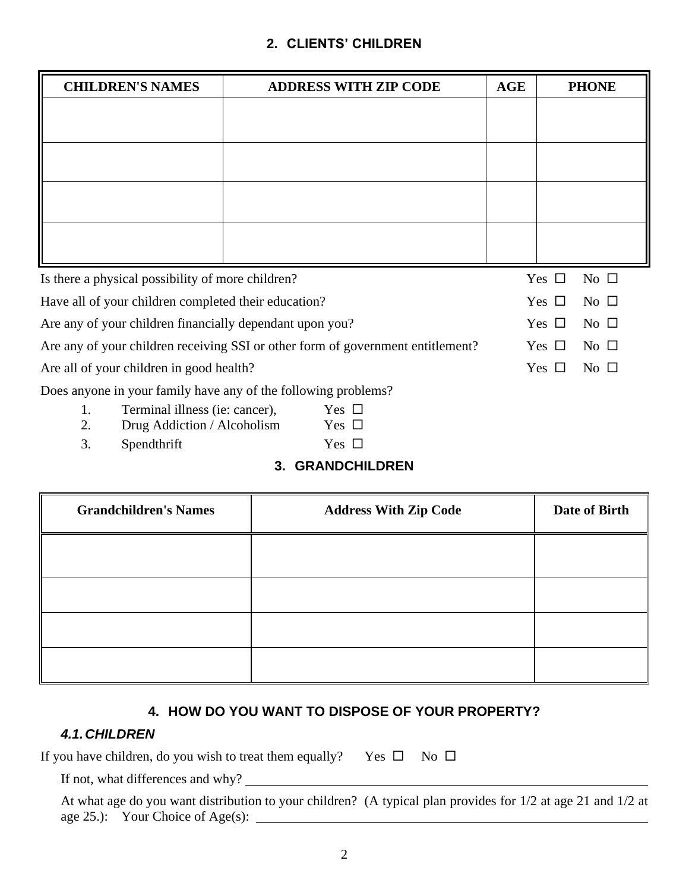## 2. CLIENTS' CHILDREN

| CHILDREN'S NAMES | ADDRESS WITH ZIP CODE | AGE | PHONE |
|---|---|---|---|
| | | | |
| | | | |
| | | | |
| | | | |

Is there a physical possibility of more children? Yes ☐ No ☐

Have all of your children completed their education? Yes ☐ No ☐

Are any of your children financially dependant upon you? Yes ☐ No ☐

Are any of your children receiving SSI or other form of government entitlement? Yes ☐ No ☐

Are all of your children in good health? Yes ☐ No ☐

Does anyone in your family have any of the following problems?

1. Terminal illness (ie: cancer), Yes ☐
2. Drug Addiction / Alcoholism Yes ☐
3. Spendthrift Yes ☐

## 3. GRANDCHILDREN

| Grandchildren's Names | Address With Zip Code | Date of Birth |
|---|---|---|
| | | |
| | | |
| | | |
| | | |

## 4. HOW DO YOU WANT TO DISPOSE OF YOUR PROPERTY?

### *4.1. CHILDREN*

If you have children, do you wish to treat them equally? Yes ☐ No ☐

If not, what differences and why? ____________________

At what age do you want distribution to your children? (A typical plan provides for 1/2 at age 21 and 1/2 at age 25.): Your Choice of Age(s): ____________________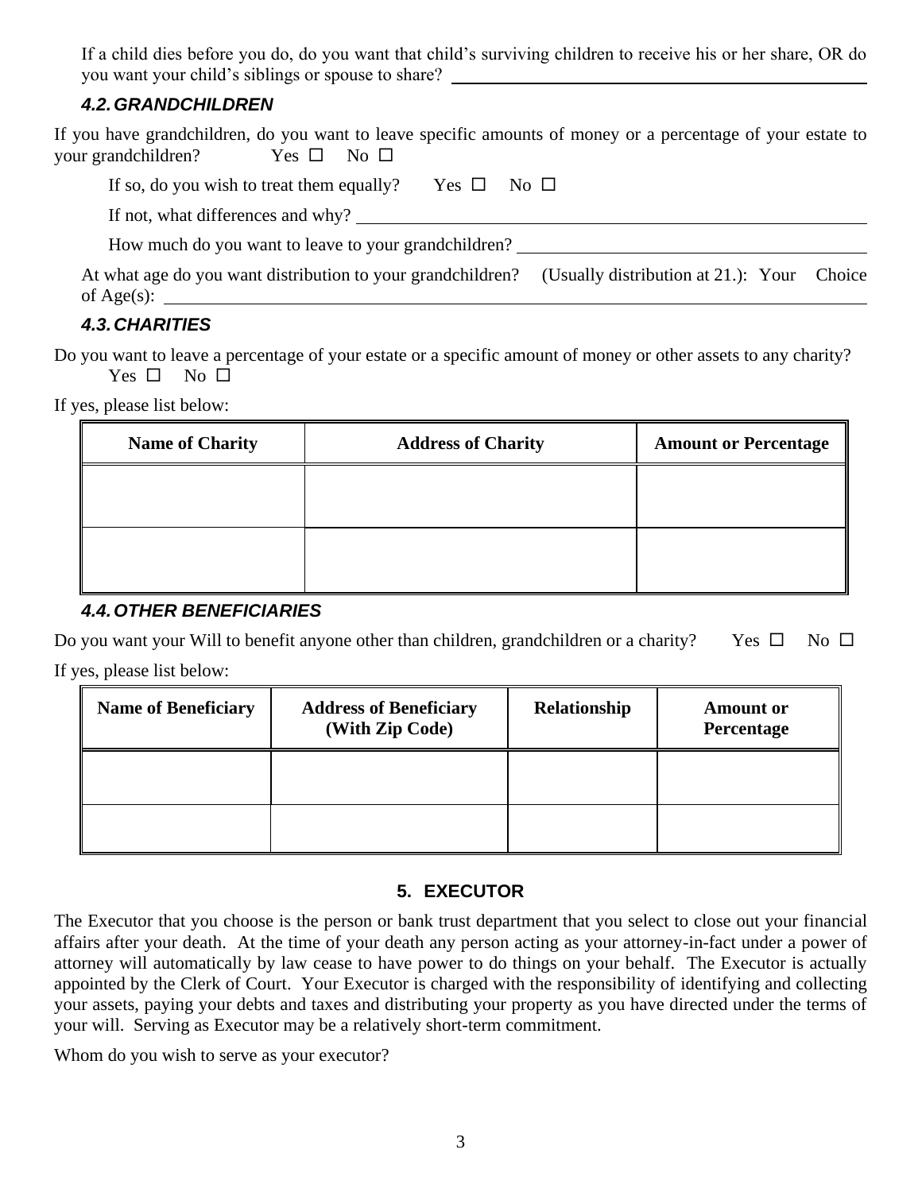If a child dies before you do, do you want that child's surviving children to receive his or her share, OR do you want your child's siblings or spouse to share? ______________________________

### *4.2. GRANDCHILDREN*

If you have grandchildren, do you want to leave specific amounts of money or a percentage of your estate to your grandchildren? Yes ☐ No ☐

If so, do you wish to treat them equally? Yes ☐ No ☐

If not, what differences and why? ______________________________

How much do you want to leave to your grandchildren? ______________________________

At what age do you want distribution to your grandchildren? (Usually distribution at 21.): Your Choice of Age(s): ______________________________

### *4.3. CHARITIES*

Do you want to leave a percentage of your estate or a specific amount of money or other assets to any charity? Yes ☐ No ☐

If yes, please list below:

| Name of Charity | Address of Charity | Amount or Percentage |
|---|---|---|
| | | |
| | | |

### *4.4. OTHER BENEFICIARIES*

Do you want your Will to benefit anyone other than children, grandchildren or a charity? Yes ☐ No ☐

If yes, please list below:

| Name of Beneficiary | Address of Beneficiary (With Zip Code) | Relationship | Amount or Percentage |
|---|---|---|---|
| | | | |
| | | | |

## 5. EXECUTOR

The Executor that you choose is the person or bank trust department that you select to close out your financial affairs after your death. At the time of your death any person acting as your attorney-in-fact under a power of attorney will automatically by law cease to have power to do things on your behalf. The Executor is actually appointed by the Clerk of Court. Your Executor is charged with the responsibility of identifying and collecting your assets, paying your debts and taxes and distributing your property as you have directed under the terms of your will. Serving as Executor may be a relatively short-term commitment.

Whom do you wish to serve as your executor?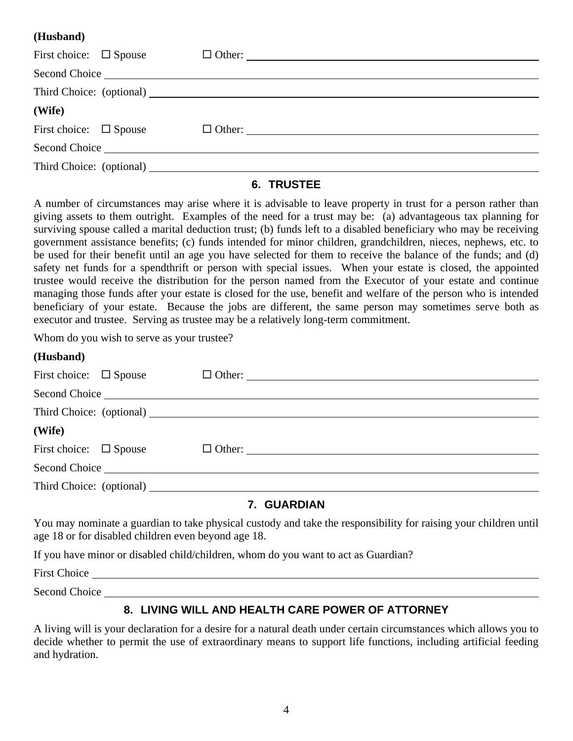**(Husband)**

First choice: ☐ Spouse ☐ Other: \_\_\_\_\_\_\_\_\_\_\_\_\_\_\_\_\_\_\_\_\_\_\_\_\_\_\_\_\_\_

Second Choice \_\_\_\_\_\_\_\_\_\_\_\_\_\_\_\_\_\_\_\_\_\_\_\_\_\_\_\_\_\_\_\_\_\_\_\_\_\_\_\_\_\_\_\_

Third Choice: (optional) \_\_\_\_\_\_\_\_\_\_\_\_\_\_\_\_\_\_\_\_\_\_\_\_\_\_\_\_\_\_\_\_\_\_\_\_

**(Wife)**

First choice: ☐ Spouse ☐ Other: \_\_\_\_\_\_\_\_\_\_\_\_\_\_\_\_\_\_\_\_\_\_\_\_\_\_\_\_\_\_

Second Choice \_\_\_\_\_\_\_\_\_\_\_\_\_\_\_\_\_\_\_\_\_\_\_\_\_\_\_\_\_\_\_\_\_\_\_\_\_\_\_\_\_\_\_\_

Third Choice: (optional) \_\_\_\_\_\_\_\_\_\_\_\_\_\_\_\_\_\_\_\_\_\_\_\_\_\_\_\_\_\_\_\_\_\_\_\_

## 6. TRUSTEE

A number of circumstances may arise where it is advisable to leave property in trust for a person rather than giving assets to them outright. Examples of the need for a trust may be: (a) advantageous tax planning for surviving spouse called a marital deduction trust; (b) funds left to a disabled beneficiary who may be receiving government assistance benefits; (c) funds intended for minor children, grandchildren, nieces, nephews, etc. to be used for their benefit until an age you have selected for them to receive the balance of the funds; and (d) safety net funds for a spendthrift or person with special issues. When your estate is closed, the appointed trustee would receive the distribution for the person named from the Executor of your estate and continue managing those funds after your estate is closed for the use, benefit and welfare of the person who is intended beneficiary of your estate. Because the jobs are different, the same person may sometimes serve both as executor and trustee. Serving as trustee may be a relatively long-term commitment.

Whom do you wish to serve as your trustee?

**(Husband)**

First choice: ☐ Spouse ☐ Other: \_\_\_\_\_\_\_\_\_\_\_\_\_\_\_\_\_\_\_\_\_\_\_\_\_\_\_\_\_\_

Second Choice \_\_\_\_\_\_\_\_\_\_\_\_\_\_\_\_\_\_\_\_\_\_\_\_\_\_\_\_\_\_\_\_\_\_\_\_\_\_\_\_\_\_\_\_

Third Choice: (optional) \_\_\_\_\_\_\_\_\_\_\_\_\_\_\_\_\_\_\_\_\_\_\_\_\_\_\_\_\_\_\_\_\_\_\_\_

**(Wife)**

First choice: ☐ Spouse ☐ Other: \_\_\_\_\_\_\_\_\_\_\_\_\_\_\_\_\_\_\_\_\_\_\_\_\_\_\_\_\_\_

Second Choice \_\_\_\_\_\_\_\_\_\_\_\_\_\_\_\_\_\_\_\_\_\_\_\_\_\_\_\_\_\_\_\_\_\_\_\_\_\_\_\_\_\_\_\_

Third Choice: (optional) \_\_\_\_\_\_\_\_\_\_\_\_\_\_\_\_\_\_\_\_\_\_\_\_\_\_\_\_\_\_\_\_\_\_\_\_

## 7. GUARDIAN

You may nominate a guardian to take physical custody and take the responsibility for raising your children until age 18 or for disabled children even beyond age 18.

If you have minor or disabled child/children, whom do you want to act as Guardian?

First Choice \_\_\_\_\_\_\_\_\_\_\_\_\_\_\_\_\_\_\_\_\_\_\_\_\_\_\_\_\_\_\_\_\_\_\_\_\_\_\_\_\_\_\_\_

Second Choice \_\_\_\_\_\_\_\_\_\_\_\_\_\_\_\_\_\_\_\_\_\_\_\_\_\_\_\_\_\_\_\_\_\_\_\_\_\_\_\_\_\_\_\_

## 8. LIVING WILL AND HEALTH CARE POWER OF ATTORNEY

A living will is your declaration for a desire for a natural death under certain circumstances which allows you to decide whether to permit the use of extraordinary means to support life functions, including artificial feeding and hydration.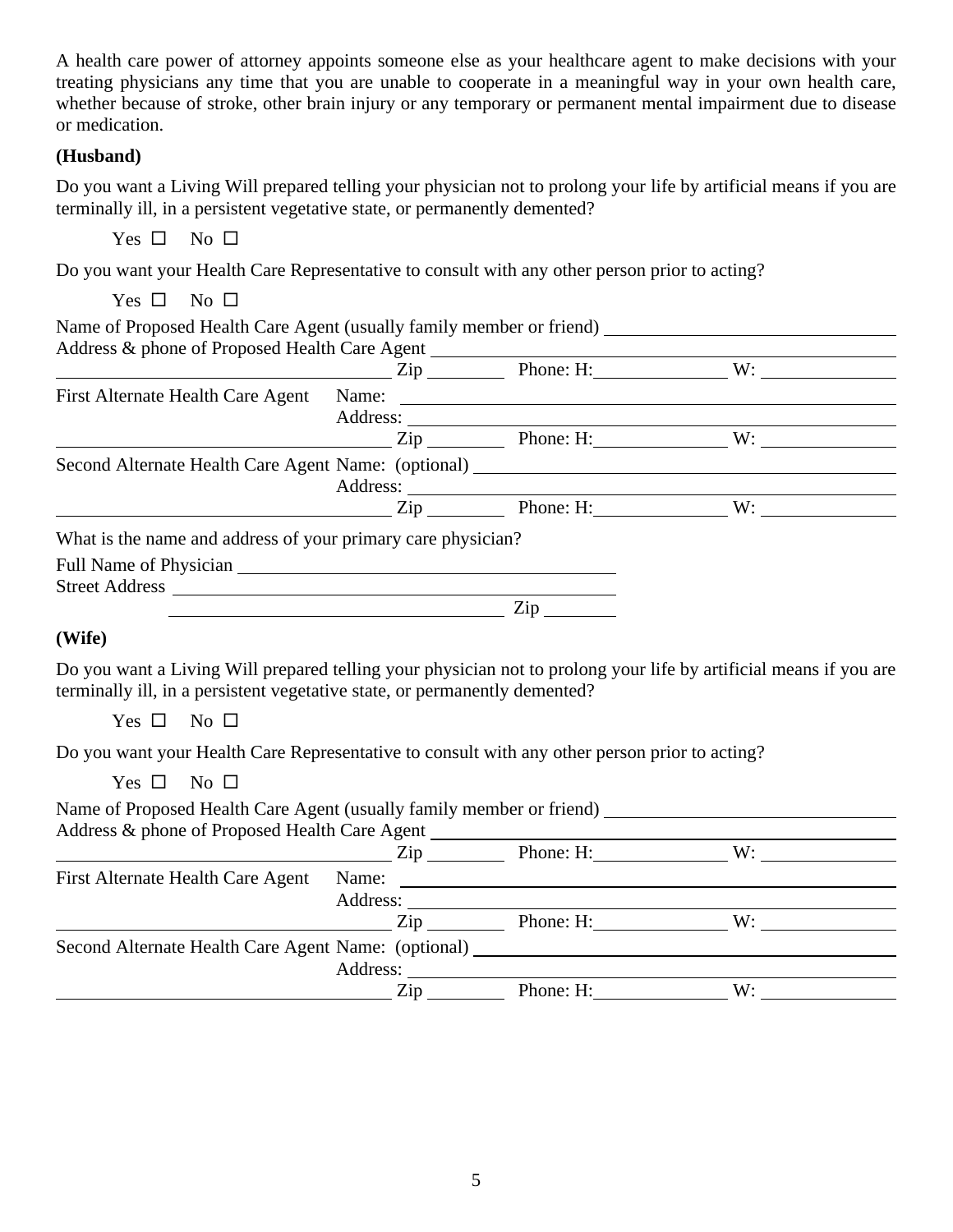A health care power of attorney appoints someone else as your healthcare agent to make decisions with your treating physicians any time that you are unable to cooperate in a meaningful way in your own health care, whether because of stroke, other brain injury or any temporary or permanent mental impairment due to disease or medication.

**(Husband)**

Do you want a Living Will prepared telling your physician not to prolong your life by artificial means if you are terminally ill, in a persistent vegetative state, or permanently demented?

Yes ☐ No ☐

Do you want your Health Care Representative to consult with any other person prior to acting?

Yes ☐ No ☐

Name of Proposed Health Care Agent (usually family member or friend) ______________________________

Address & phone of Proposed Health Care Agent ______________________________

______________________________ Zip ________ Phone: H: ______________ W: ______________

First Alternate Health Care Agent Name: ______________________________

Address: ______________________________

______________________________ Zip ________ Phone: H: ______________ W: ______________

Second Alternate Health Care Agent Name: (optional) ______________________________

Address: ______________________________

______________________________ Zip ________ Phone: H: ______________ W: ______________

What is the name and address of your primary care physician?

Full Name of Physician ______________________________

Street Address ______________________________

______________________________ Zip ________

**(Wife)**

Do you want a Living Will prepared telling your physician not to prolong your life by artificial means if you are terminally ill, in a persistent vegetative state, or permanently demented?

Yes ☐ No ☐

Do you want your Health Care Representative to consult with any other person prior to acting?

Yes ☐ No ☐

Name of Proposed Health Care Agent (usually family member or friend) ______________________________

Address & phone of Proposed Health Care Agent ______________________________

______________________________ Zip ________ Phone: H: ______________ W: ______________

First Alternate Health Care Agent Name: ______________________________

Address: ______________________________

______________________________ Zip ________ Phone: H: ______________ W: ______________

Second Alternate Health Care Agent Name: (optional) ______________________________

Address: ______________________________

______________________________ Zip ________ Phone: H: ______________ W: ______________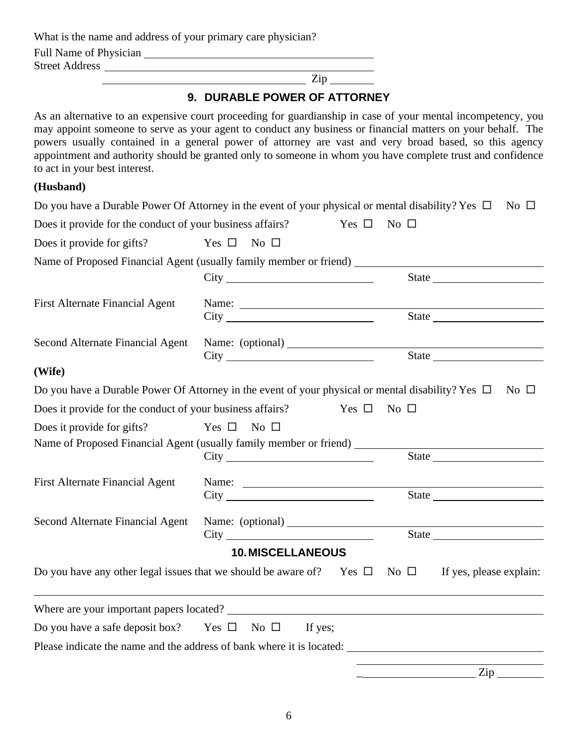What is the name and address of your primary care physician?

Full Name of Physician \_\_\_\_\_\_\_\_\_\_\_\_\_\_\_\_\_\_\_\_\_\_\_\_\_\_\_\_\_\_\_\_\_\_\_\_\_\_\_\_\_\_
Street Address \_\_\_\_\_\_\_\_\_\_\_\_\_\_\_\_\_\_\_\_\_\_\_\_\_\_\_\_\_\_\_\_\_\_\_\_\_\_\_\_\_\_\_\_\_\_
\_\_\_\_\_\_\_\_\_\_\_\_\_\_\_\_\_\_\_\_\_\_\_\_\_\_\_\_\_\_\_\_\_\_\_ Zip \_\_\_\_\_\_\_\_

## 9. DURABLE POWER OF ATTORNEY

As an alternative to an expensive court proceeding for guardianship in case of your mental incompetency, you may appoint someone to serve as your agent to conduct any business or financial matters on your behalf. The powers usually contained in a general power of attorney are vast and very broad based, so this agency appointment and authority should be granted only to someone in whom you have complete trust and confidence to act in your best interest.

**(Husband)**

Do you have a Durable Power Of Attorney in the event of your physical or mental disability? Yes ☐ No ☐

Does it provide for the conduct of your business affairs? Yes ☐ No ☐

Does it provide for gifts? Yes ☐ No ☐

Name of Proposed Financial Agent (usually family member or friend) \_\_\_\_\_\_\_\_\_\_\_\_\_\_\_\_\_\_\_\_\_\_\_\_\_\_\_\_\_\_
City \_\_\_\_\_\_\_\_\_\_\_\_\_\_\_\_\_\_\_\_\_\_\_\_\_\_ State \_\_\_\_\_\_\_\_\_\_\_\_\_\_\_\_\_\_\_\_

First Alternate Financial Agent Name: \_\_\_\_\_\_\_\_\_\_\_\_\_\_\_\_\_\_\_\_\_\_\_\_\_\_\_\_\_\_\_\_\_\_\_\_\_\_\_\_\_\_\_\_\_\_\_\_\_\_
City \_\_\_\_\_\_\_\_\_\_\_\_\_\_\_\_\_\_\_\_\_\_\_\_\_\_ State \_\_\_\_\_\_\_\_\_\_\_\_\_\_\_\_\_\_\_\_

Second Alternate Financial Agent Name: (optional) \_\_\_\_\_\_\_\_\_\_\_\_\_\_\_\_\_\_\_\_\_\_\_\_\_\_\_\_\_\_\_\_\_\_\_\_\_\_\_\_
City \_\_\_\_\_\_\_\_\_\_\_\_\_\_\_\_\_\_\_\_\_\_\_\_\_\_ State \_\_\_\_\_\_\_\_\_\_\_\_\_\_\_\_\_\_\_\_

**(Wife)**

Do you have a Durable Power Of Attorney in the event of your physical or mental disability? Yes ☐ No ☐

Does it provide for the conduct of your business affairs? Yes ☐ No ☐

Does it provide for gifts? Yes ☐ No ☐

Name of Proposed Financial Agent (usually family member or friend) \_\_\_\_\_\_\_\_\_\_\_\_\_\_\_\_\_\_\_\_\_\_\_\_\_\_\_\_\_\_
City \_\_\_\_\_\_\_\_\_\_\_\_\_\_\_\_\_\_\_\_\_\_\_\_\_\_ State \_\_\_\_\_\_\_\_\_\_\_\_\_\_\_\_\_\_\_\_

First Alternate Financial Agent Name: \_\_\_\_\_\_\_\_\_\_\_\_\_\_\_\_\_\_\_\_\_\_\_\_\_\_\_\_\_\_\_\_\_\_\_\_\_\_\_\_\_\_\_\_\_\_\_\_\_\_
City \_\_\_\_\_\_\_\_\_\_\_\_\_\_\_\_\_\_\_\_\_\_\_\_\_\_ State \_\_\_\_\_\_\_\_\_\_\_\_\_\_\_\_\_\_\_\_

Second Alternate Financial Agent Name: (optional) \_\_\_\_\_\_\_\_\_\_\_\_\_\_\_\_\_\_\_\_\_\_\_\_\_\_\_\_\_\_\_\_\_\_\_\_\_\_\_\_
City \_\_\_\_\_\_\_\_\_\_\_\_\_\_\_\_\_\_\_\_\_\_\_\_\_\_ State \_\_\_\_\_\_\_\_\_\_\_\_\_\_\_\_\_\_\_\_

## 10. MISCELLANEOUS

Do you have any other legal issues that we should be aware of? Yes ☐ No ☐ If yes, please explain:

\_\_\_\_\_\_\_\_\_\_\_\_\_\_\_\_\_\_\_\_\_\_\_\_\_\_\_\_\_\_\_\_\_\_\_\_\_\_\_\_\_\_\_\_\_\_\_\_\_\_\_\_\_\_\_\_\_\_\_\_\_\_\_\_\_\_\_\_\_\_\_\_\_\_\_\_\_\_\_\_\_\_\_\_\_\_\_\_

Where are your important papers located? \_\_\_\_\_\_\_\_\_\_\_\_\_\_\_\_\_\_\_\_\_\_\_\_\_\_\_\_\_\_\_\_\_\_\_\_\_\_\_\_\_\_\_\_\_\_\_\_\_\_\_\_\_\_

Do you have a safe deposit box? Yes ☐ No ☐ If yes;

Please indicate the name and the address of bank where it is located: \_\_\_\_\_\_\_\_\_\_\_\_\_\_\_\_\_\_\_\_\_\_\_\_\_\_\_\_\_\_\_\_\_\_
\_\_\_\_\_\_\_\_\_\_\_\_\_\_\_\_\_\_\_\_\_\_\_\_\_\_\_\_\_\_\_\_\_\_
\_\_\_\_\_\_\_\_\_\_\_\_\_\_\_\_\_\_\_\_\_\_ Zip \_\_\_\_\_\_\_\_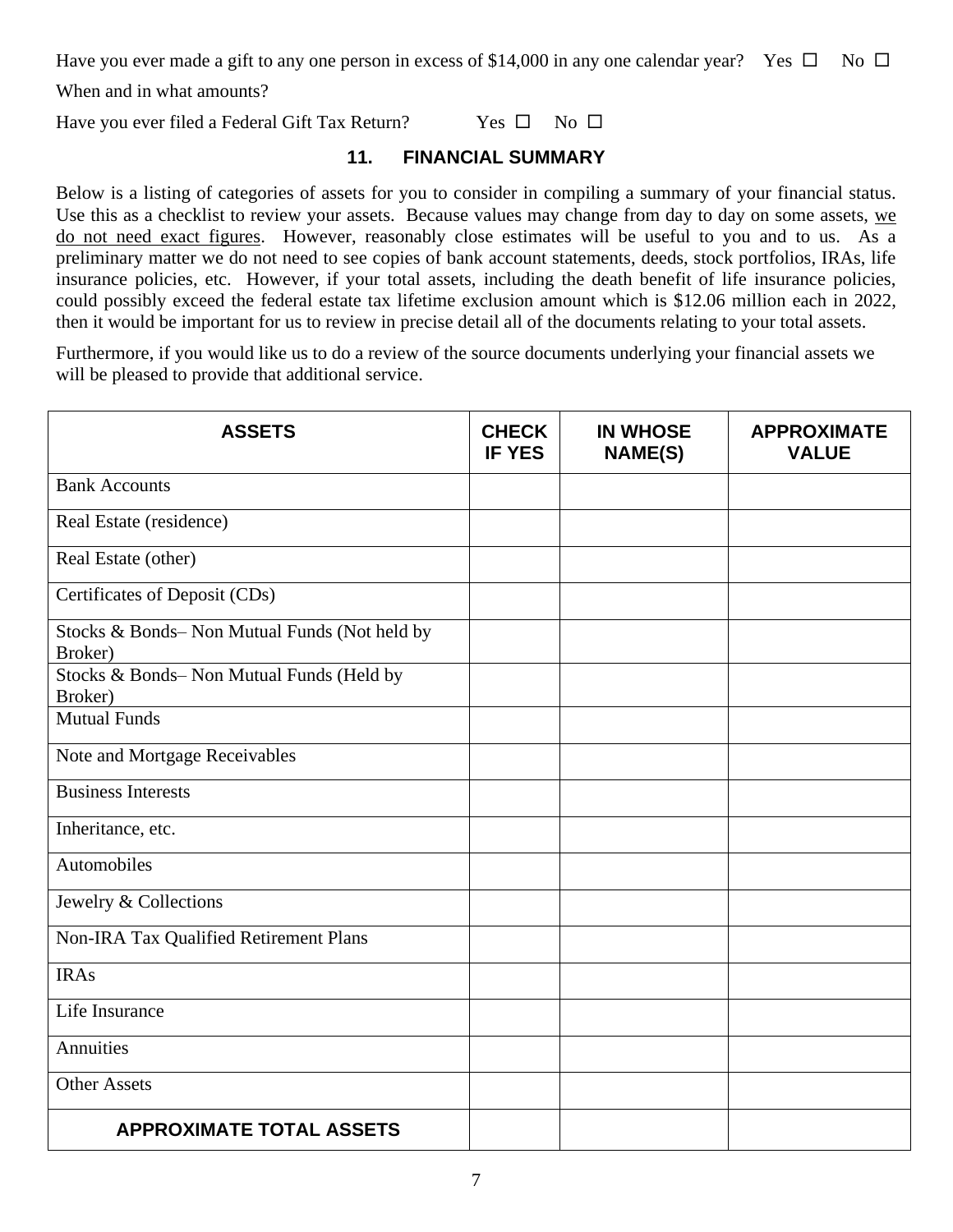Have you ever made a gift to any one person in excess of $14,000 in any one calendar year? Yes ☐ No ☐

When and in what amounts?

Have you ever filed a Federal Gift Tax Return? Yes ☐ No ☐

## 11. FINANCIAL SUMMARY

Below is a listing of categories of assets for you to consider in compiling a summary of your financial status. Use this as a checklist to review your assets. Because values may change from day to day on some assets, <u>we do not need exact figures</u>. However, reasonably close estimates will be useful to you and to us. As a preliminary matter we do not need to see copies of bank account statements, deeds, stock portfolios, IRAs, life insurance policies, etc. However, if your total assets, including the death benefit of life insurance policies, could possibly exceed the federal estate tax lifetime exclusion amount which is $12.06 million each in 2022, then it would be important for us to review in precise detail all of the documents relating to your total assets.

Furthermore, if you would like us to do a review of the source documents underlying your financial assets we will be pleased to provide that additional service.

| ASSETS | CHECK IF YES | IN WHOSE NAME(S) | APPROXIMATE VALUE |
|---|---|---|---|
| Bank Accounts | | | |
| Real Estate (residence) | | | |
| Real Estate (other) | | | |
| Certificates of Deposit (CDs) | | | |
| Stocks & Bonds– Non Mutual Funds (Not held by Broker) | | | |
| Stocks & Bonds– Non Mutual Funds (Held by Broker) | | | |
| Mutual Funds | | | |
| Note and Mortgage Receivables | | | |
| Business Interests | | | |
| Inheritance, etc. | | | |
| Automobiles | | | |
| Jewelry & Collections | | | |
| Non-IRA Tax Qualified Retirement Plans | | | |
| IRAs | | | |
| Life Insurance | | | |
| Annuities | | | |
| Other Assets | | | |
| **APPROXIMATE TOTAL ASSETS** | | | |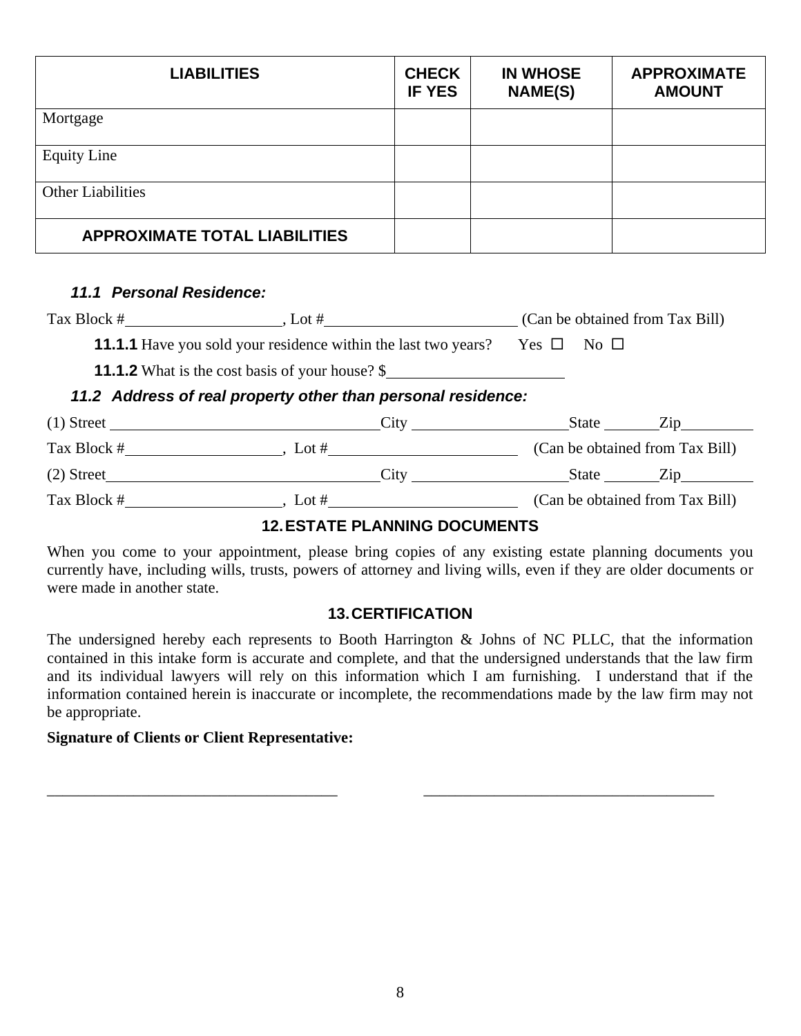| LIABILITIES | CHECK IF YES | IN WHOSE NAME(S) | APPROXIMATE AMOUNT |
|---|---|---|---|
| Mortgage | | | |
| Equity Line | | | |
| Other Liabilities | | | |
| **APPROXIMATE TOTAL LIABILITIES** | | | |

### *11.1 Personal Residence:*

Tax Block #____________________, Lot #_________________________ (Can be obtained from Tax Bill)

**11.1.1** Have you sold your residence within the last two years? Yes ☐ No ☐

**11.1.2** What is the cost basis of your house? $______________________

### *11.2 Address of real property other than personal residence:*

(1) Street __________________________________City ____________________State _______Zip_________

Tax Block #____________________, Lot #_________________________ (Can be obtained from Tax Bill)

(2) Street__________________________________City ____________________State _______Zip_________

Tax Block #____________________, Lot #_________________________ (Can be obtained from Tax Bill)

## 12. ESTATE PLANNING DOCUMENTS

When you come to your appointment, please bring copies of any existing estate planning documents you currently have, including wills, trusts, powers of attorney and living wills, even if they are older documents or were made in another state.

## 13. CERTIFICATION

The undersigned hereby each represents to Booth Harrington & Johns of NC PLLC, that the information contained in this intake form is accurate and complete, and that the undersigned understands that the law firm and its individual lawyers will rely on this information which I am furnishing. I understand that if the information contained herein is inaccurate or incomplete, the recommendations made by the law firm may not be appropriate.

**Signature of Clients or Client Representative:**

_____________________________________ _____________________________________